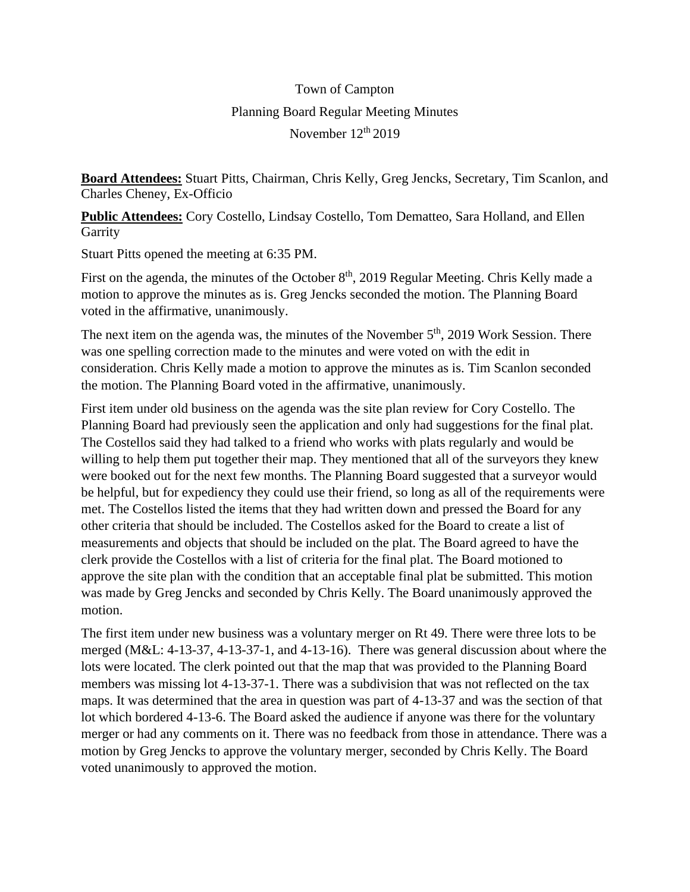# Town of Campton

## Planning Board Regular Meeting Minutes

### November 12th 2019

**Board Attendees:** Stuart Pitts, Chairman, Chris Kelly, Greg Jencks, Secretary, Tim Scanlon, and Charles Cheney, Ex-Officio

**Public Attendees:** Cory Costello, Lindsay Costello, Tom Dematteo, Sara Holland, and Ellen Garrity

Stuart Pitts opened the meeting at 6:35 PM.

First on the agenda, the minutes of the October 8th, 2019 Regular Meeting. Chris Kelly made a motion to approve the minutes as is. Greg Jencks seconded the motion. The Planning Board voted in the affirmative, unanimously.

The next item on the agenda was, the minutes of the November 5th, 2019 Work Session. There was one spelling correction made to the minutes and were voted on with the edit in consideration. Chris Kelly made a motion to approve the minutes as is. Tim Scanlon seconded the motion. The Planning Board voted in the affirmative, unanimously.

First item under old business on the agenda was the site plan review for Cory Costello. The Planning Board had previously seen the application and only had suggestions for the final plat. The Costellos said they had talked to a friend who works with plats regularly and would be willing to help them put together their map. They mentioned that all of the surveyors they knew were booked out for the next few months. The Planning Board suggested that a surveyor would be helpful, but for expediency they could use their friend, so long as all of the requirements were met. The Costellos listed the items that they had written down and pressed the Board for any other criteria that should be included. The Costellos asked for the Board to create a list of measurements and objects that should be included on the plat. The Board agreed to have the clerk provide the Costellos with a list of criteria for the final plat. The Board motioned to approve the site plan with the condition that an acceptable final plat be submitted. This motion was made by Greg Jencks and seconded by Chris Kelly. The Board unanimously approved the motion.

The first item under new business was a voluntary merger on Rt 49. There were three lots to be merged (M&L: 4-13-37, 4-13-37-1, and 4-13-16). There was general discussion about where the lots were located. The clerk pointed out that the map that was provided to the Planning Board members was missing lot 4-13-37-1. There was a subdivision that was not reflected on the tax maps. It was determined that the area in question was part of 4-13-37 and was the section of that lot which bordered 4-13-6. The Board asked the audience if anyone was there for the voluntary merger or had any comments on it. There was no feedback from those in attendance. There was a motion by Greg Jencks to approve the voluntary merger, seconded by Chris Kelly. The Board voted unanimously to approved the motion.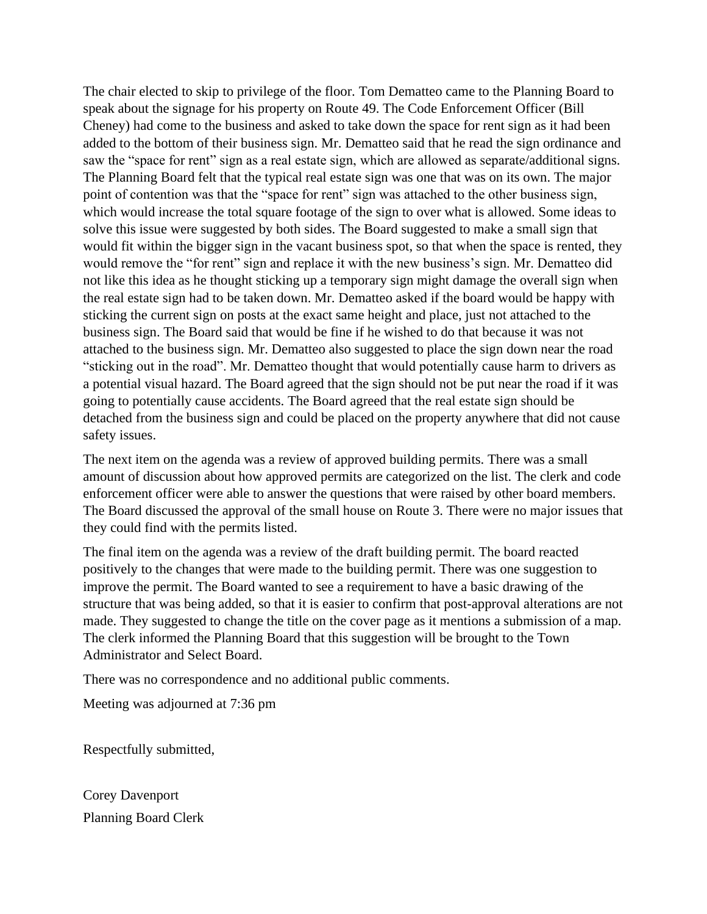The chair elected to skip to privilege of the floor. Tom Dematteo came to the Planning Board to speak about the signage for his property on Route 49. The Code Enforcement Officer (Bill Cheney) had come to the business and asked to take down the space for rent sign as it had been added to the bottom of their business sign. Mr. Dematteo said that he read the sign ordinance and saw the "space for rent" sign as a real estate sign, which are allowed as separate/additional signs. The Planning Board felt that the typical real estate sign was one that was on its own. The major point of contention was that the "space for rent" sign was attached to the other business sign, which would increase the total square footage of the sign to over what is allowed. Some ideas to solve this issue were suggested by both sides. The Board suggested to make a small sign that would fit within the bigger sign in the vacant business spot, so that when the space is rented, they would remove the "for rent" sign and replace it with the new business's sign. Mr. Dematteo did not like this idea as he thought sticking up a temporary sign might damage the overall sign when the real estate sign had to be taken down. Mr. Dematteo asked if the board would be happy with sticking the current sign on posts at the exact same height and place, just not attached to the business sign. The Board said that would be fine if he wished to do that because it was not attached to the business sign. Mr. Dematteo also suggested to place the sign down near the road "sticking out in the road". Mr. Dematteo thought that would potentially cause harm to drivers as a potential visual hazard. The Board agreed that the sign should not be put near the road if it was going to potentially cause accidents. The Board agreed that the real estate sign should be detached from the business sign and could be placed on the property anywhere that did not cause safety issues.

The next item on the agenda was a review of approved building permits. There was a small amount of discussion about how approved permits are categorized on the list. The clerk and code enforcement officer were able to answer the questions that were raised by other board members. The Board discussed the approval of the small house on Route 3. There were no major issues that they could find with the permits listed.

The final item on the agenda was a review of the draft building permit. The board reacted positively to the changes that were made to the building permit. There was one suggestion to improve the permit. The Board wanted to see a requirement to have a basic drawing of the structure that was being added, so that it is easier to confirm that post-approval alterations are not made. They suggested to change the title on the cover page as it mentions a submission of a map. The clerk informed the Planning Board that this suggestion will be brought to the Town Administrator and Select Board.

There was no correspondence and no additional public comments.

Meeting was adjourned at 7:36 pm

Respectfully submitted,

Corey Davenport
Planning Board Clerk